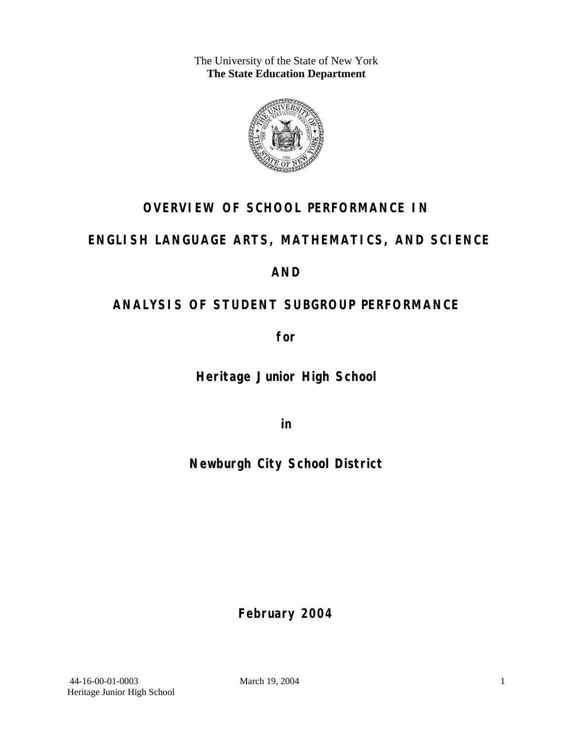The University of the State of New York
**The State Education Department**

# OVERVIEW OF SCHOOL PERFORMANCE IN

# ENGLISH LANGUAGE ARTS, MATHEMATICS, AND SCIENCE

# AND

# ANALYSIS OF STUDENT SUBGROUP PERFORMANCE

**for**

## Heritage Junior High School

**in**

## Newburgh City School District

**February 2004**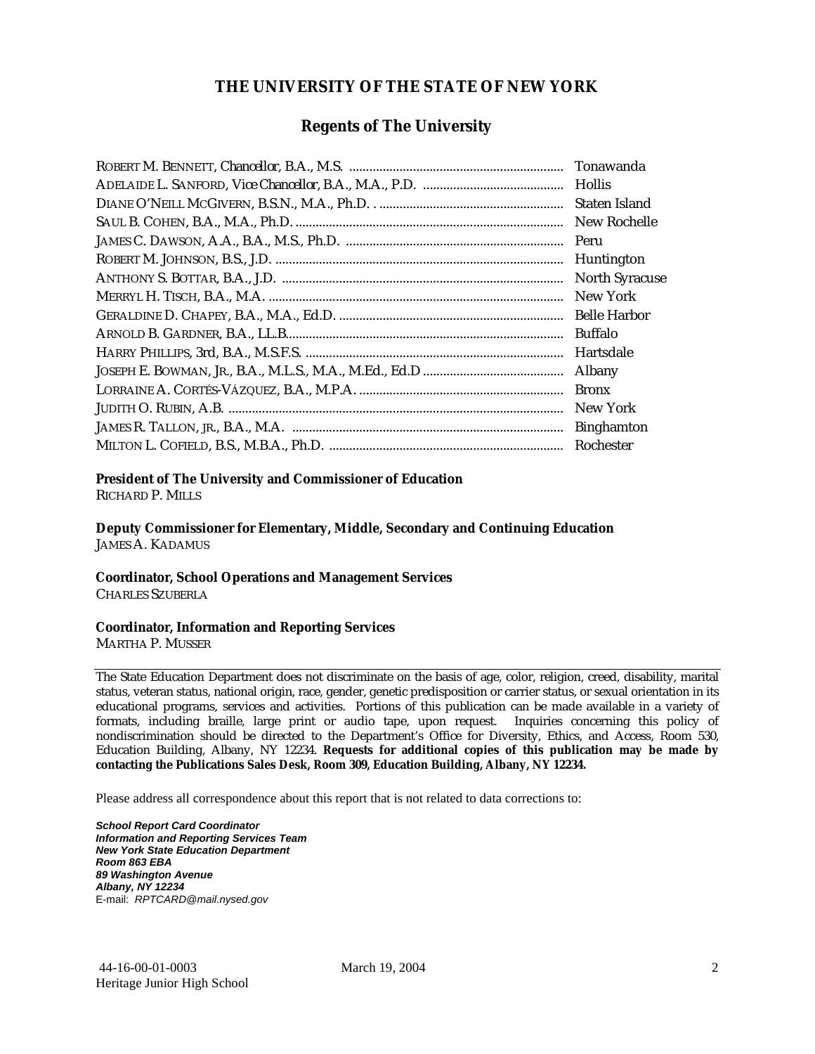# THE UNIVERSITY OF THE STATE OF NEW YORK

## Regents of The University

| | |
|---|---|
| ROBERT M. BENNETT, *Chancellor*, B.A., M.S. | Tonawanda |
| ADELAIDE L. SANFORD, *Vice Chancellor*, B.A., M.A., P.D. | Hollis |
| DIANE O'NEILL MCGIVERN, B.S.N., M.A., Ph.D. | Staten Island |
| SAUL B. COHEN, B.A., M.A., Ph.D. | New Rochelle |
| JAMES C. DAWSON, A.A., B.A., M.S., Ph.D. | Peru |
| ROBERT M. JOHNSON, B.S., J.D. | Huntington |
| ANTHONY S. BOTTAR, B.A., J.D. | North Syracuse |
| MERRYL H. TISCH, B.A., M.A. | New York |
| GERALDINE D. CHAPEY, B.A., M.A., Ed.D. | Belle Harbor |
| ARNOLD B. GARDNER, B.A., LL.B. | Buffalo |
| HARRY PHILLIPS, 3rd, B.A., M.S.F.S. | Hartsdale |
| JOSEPH E. BOWMAN, JR., B.A., M.L.S., M.A., M.Ed., Ed.D | Albany |
| LORRAINE A. CORTÉS-VÁZQUEZ, B.A., M.P.A. | Bronx |
| JUDITH O. RUBIN, A.B. | New York |
| JAMES R. TALLON, JR., B.A., M.A. | Binghamton |
| MILTON L. COFIELD, B.S., M.B.A., Ph.D. | Rochester |

**President of The University and Commissioner of Education**
RICHARD P. MILLS

**Deputy Commissioner for Elementary, Middle, Secondary and Continuing Education**
JAMES A. KADAMUS

**Coordinator, School Operations and Management Services**
CHARLES SZUBERLA

**Coordinator, Information and Reporting Services**
MARTHA P. MUSSER

---

The State Education Department does not discriminate on the basis of age, color, religion, creed, disability, marital status, veteran status, national origin, race, gender, genetic predisposition or carrier status, or sexual orientation in its educational programs, services and activities. Portions of this publication can be made available in a variety of formats, including braille, large print or audio tape, upon request. Inquiries concerning this policy of nondiscrimination should be directed to the Department's Office for Diversity, Ethics, and Access, Room 530, Education Building, Albany, NY 12234. **Requests for additional copies of this publication may be made by contacting the Publications Sales Desk, Room 309, Education Building, Albany, NY 12234.**

Please address all correspondence about this report that is not related to data corrections to:

***School Report Card Coordinator***
***Information and Reporting Services Team***
***New York State Education Department***
***Room 863 EBA***
***89 Washington Avenue***
***Albany, NY 12234***
E-mail: *RPTCARD@mail.nysed.gov*

44-16-00-01-0003
Heritage Junior High School

March 19, 2004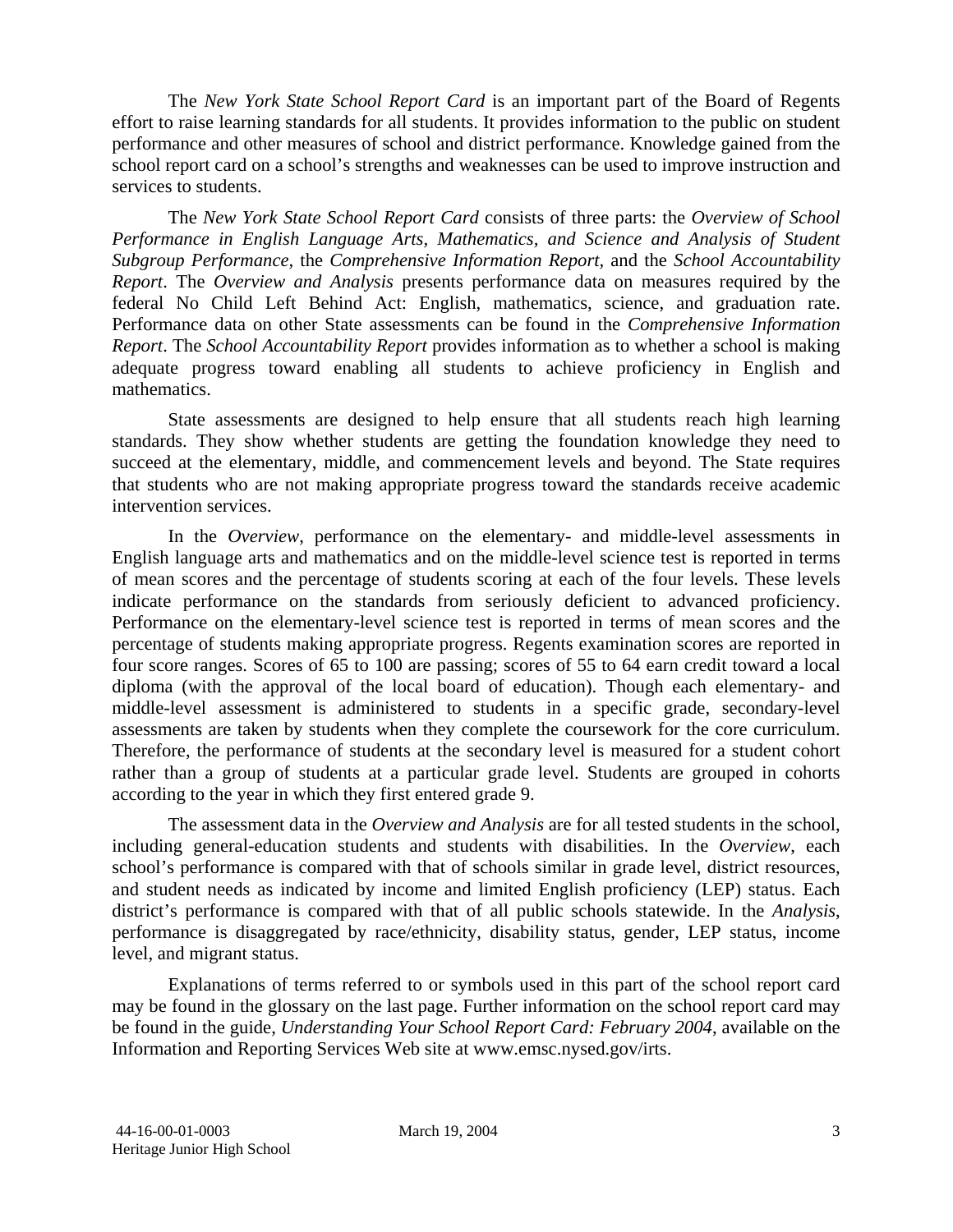The *New York State School Report Card* is an important part of the Board of Regents effort to raise learning standards for all students. It provides information to the public on student performance and other measures of school and district performance. Knowledge gained from the school report card on a school's strengths and weaknesses can be used to improve instruction and services to students.

The *New York State School Report Card* consists of three parts: the *Overview of School Performance in English Language Arts, Mathematics, and Science and Analysis of Student Subgroup Performance,* the *Comprehensive Information Report,* and the *School Accountability Report*. The *Overview and Analysis* presents performance data on measures required by the federal No Child Left Behind Act: English, mathematics, science, and graduation rate. Performance data on other State assessments can be found in the *Comprehensive Information Report*. The *School Accountability Report* provides information as to whether a school is making adequate progress toward enabling all students to achieve proficiency in English and mathematics.

State assessments are designed to help ensure that all students reach high learning standards. They show whether students are getting the foundation knowledge they need to succeed at the elementary, middle, and commencement levels and beyond. The State requires that students who are not making appropriate progress toward the standards receive academic intervention services.

In the *Overview*, performance on the elementary- and middle-level assessments in English language arts and mathematics and on the middle-level science test is reported in terms of mean scores and the percentage of students scoring at each of the four levels. These levels indicate performance on the standards from seriously deficient to advanced proficiency. Performance on the elementary-level science test is reported in terms of mean scores and the percentage of students making appropriate progress. Regents examination scores are reported in four score ranges. Scores of 65 to 100 are passing; scores of 55 to 64 earn credit toward a local diploma (with the approval of the local board of education). Though each elementary- and middle-level assessment is administered to students in a specific grade, secondary-level assessments are taken by students when they complete the coursework for the core curriculum. Therefore, the performance of students at the secondary level is measured for a student cohort rather than a group of students at a particular grade level. Students are grouped in cohorts according to the year in which they first entered grade 9.

The assessment data in the *Overview and Analysis* are for all tested students in the school, including general-education students and students with disabilities. In the *Overview*, each school's performance is compared with that of schools similar in grade level, district resources, and student needs as indicated by income and limited English proficiency (LEP) status. Each district's performance is compared with that of all public schools statewide. In the *Analysis*, performance is disaggregated by race/ethnicity, disability status, gender, LEP status, income level, and migrant status.

Explanations of terms referred to or symbols used in this part of the school report card may be found in the glossary on the last page. Further information on the school report card may be found in the guide, *Understanding Your School Report Card: February 2004*, available on the Information and Reporting Services Web site at www.emsc.nysed.gov/irts.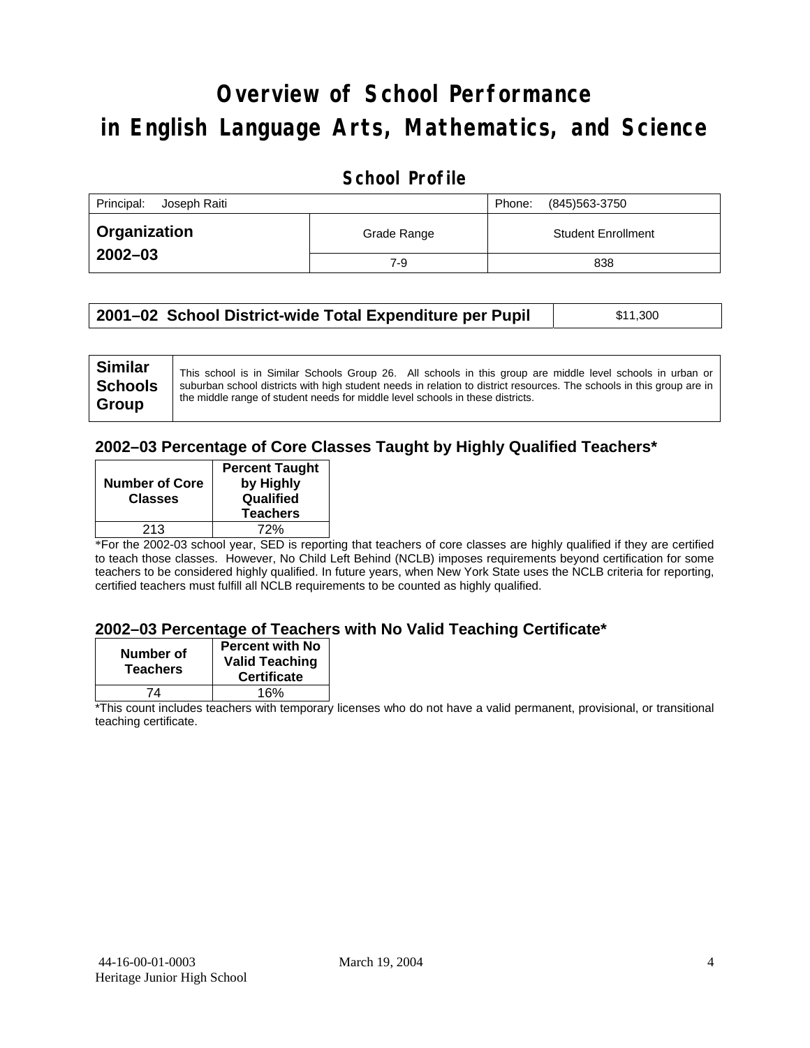# Overview of School Performance in English Language Arts, Mathematics, and Science

## School Profile

| Principal: Joseph Raiti | | Phone: (845)563-3750 |
|---|---|---|
| **Organization 2002–03** | Grade Range | Student Enrollment |
| | 7-9 | 838 |

| **2001–02 School District-wide Total Expenditure per Pupil** | $11,300 |
|---|---|

| **Similar Schools Group** | This school is in Similar Schools Group 26. All schools in this group are middle level schools in urban or suburban school districts with high student needs in relation to district resources. The schools in this group are in the middle range of student needs for middle level schools in these districts. |
|---|---|

### 2002–03 Percentage of Core Classes Taught by Highly Qualified Teachers*

| Number of Core Classes | Percent Taught by Highly Qualified Teachers |
|---|---|
| 213 | 72% |

*For the 2002-03 school year, SED is reporting that teachers of core classes are highly qualified if they are certified to teach those classes. However, No Child Left Behind (NCLB) imposes requirements beyond certification for some teachers to be considered highly qualified. In future years, when New York State uses the NCLB criteria for reporting, certified teachers must fulfill all NCLB requirements to be counted as highly qualified.

### 2002–03 Percentage of Teachers with No Valid Teaching Certificate*

| Number of Teachers | Percent with No Valid Teaching Certificate |
|---|---|
| 74 | 16% |

*This count includes teachers with temporary licenses who do not have a valid permanent, provisional, or transitional teaching certificate.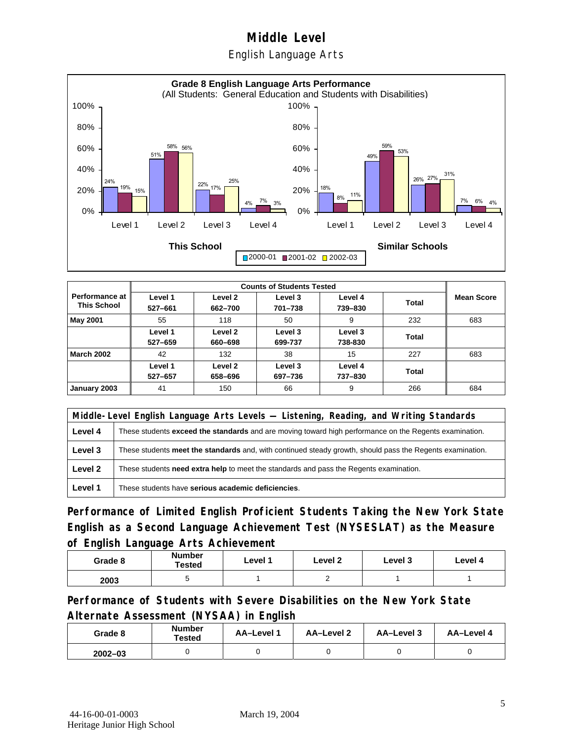# Middle Level

## English Language Arts

**Grade 8 English Language Arts Performance**
(All Students: General Education and Students with Disabilities)

| | This School 2000-01 | This School 2001-02 | This School 2002-03 | Similar Schools 2000-01 | Similar Schools 2001-02 | Similar Schools 2002-03 |
|---|---|---|---|---|---|---|
| Level 1 | 24% | 19% | 15% | 18% | 8% | 11% |
| Level 2 | 51% | 58% | 56% | 49% | 59% | 53% |
| Level 3 | 22% | 17% | 25% | 26% | 27% | 31% |
| Level 4 | 4% | 7% | 3% | 7% | 6% | 4% |

| Performance at This School | Counts of Students Tested | | | | | Mean Score |
|---|---|---|---|---|---|---|
| | Level 1 527–661 | Level 2 662–700 | Level 3 701–738 | Level 4 739–830 | Total | |
| **May 2001** | 55 | 118 | 50 | 9 | 232 | 683 |
| | Level 1 527–659 | Level 2 660–698 | Level 3 699-737 | Level 3 738-830 | Total | |
| **March 2002** | 42 | 132 | 38 | 15 | 227 | 683 |
| | Level 1 527–657 | Level 2 658–696 | Level 3 697–736 | Level 4 737–830 | Total | |
| **January 2003** | 41 | 150 | 66 | 9 | 266 | 684 |

| Middle-Level English Language Arts Levels — Listening, Reading, and Writing Standards | |
|---|---|
| **Level 4** | These students **exceed the standards** and are moving toward high performance on the Regents examination. |
| **Level 3** | These students **meet the standards** and, with continued steady growth, should pass the Regents examination. |
| **Level 2** | These students **need extra help** to meet the standards and pass the Regents examination. |
| **Level 1** | These students have **serious academic deficiencies**. |

## Performance of Limited English Proficient Students Taking the New York State English as a Second Language Achievement Test (NYSESLAT) as the Measure of English Language Arts Achievement

| Grade 8 | Number Tested | Level 1 | Level 2 | Level 3 | Level 4 |
|---|---|---|---|---|---|
| **2003** | 5 | 1 | 2 | 1 | 1 |

## Performance of Students with Severe Disabilities on the New York State Alternate Assessment (NYSAA) in English

| Grade 8 | Number Tested | AA–Level 1 | AA–Level 2 | AA–Level 3 | AA–Level 4 |
|---|---|---|---|---|---|
| **2002–03** | 0 | 0 | 0 | 0 | 0 |

44-16-00-01-0003 March 19, 2004
Heritage Junior High School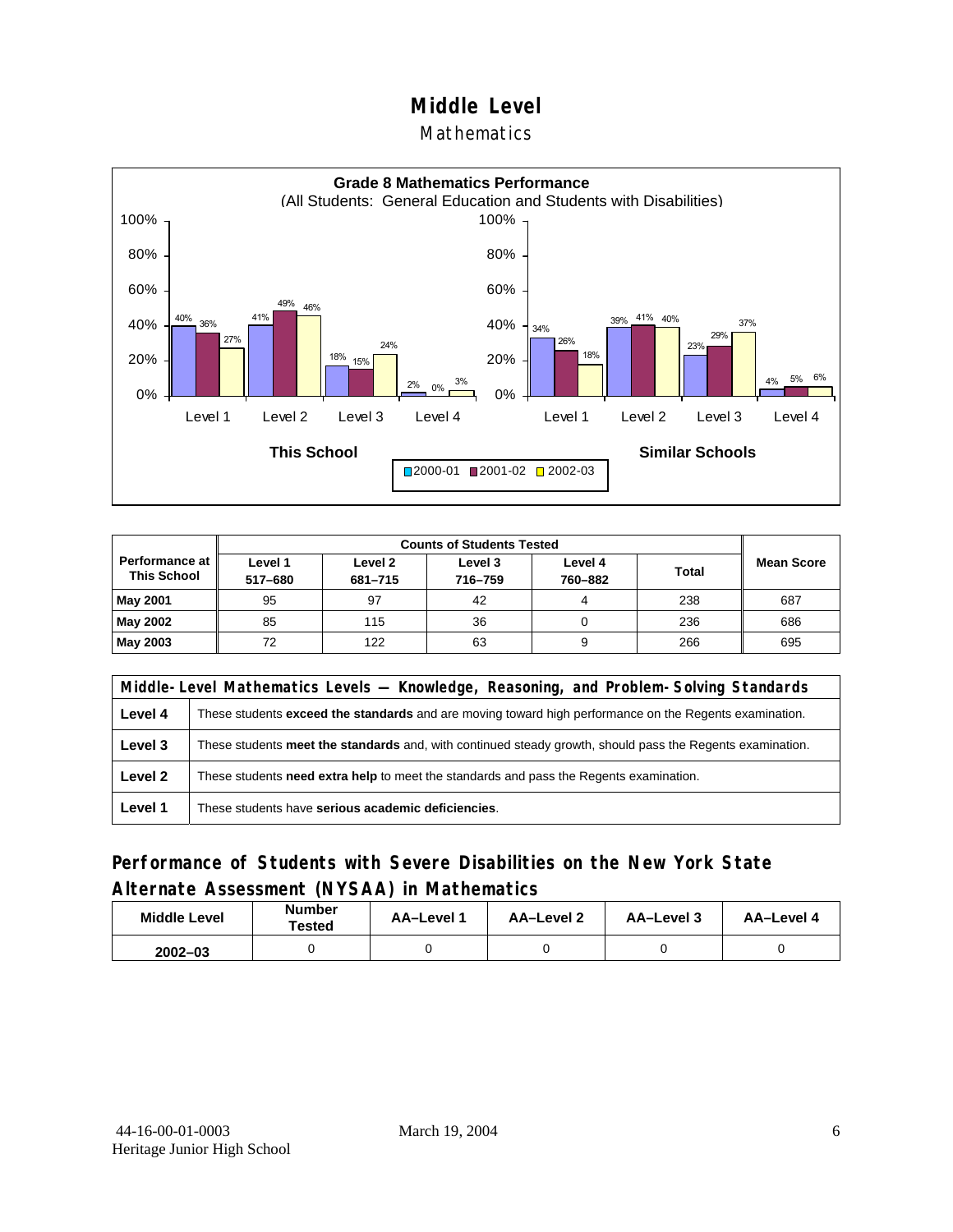# Middle Level

## Mathematics

**Grade 8 Mathematics Performance**
(All Students: General Education and Students with Disabilities)

| | This School 2000-01 | This School 2001-02 | This School 2002-03 | Similar Schools 2000-01 | Similar Schools 2001-02 | Similar Schools 2002-03 |
|---|---|---|---|---|---|---|
| Level 1 | 40% | 36% | 27% | 34% | 26% | 18% |
| Level 2 | 41% | 49% | 46% | 39% | 41% | 40% |
| Level 3 | 18% | 15% | 24% | 23% | 29% | 37% |
| Level 4 | 2% | 0% | 3% | 4% | 5% | 6% |

| Performance at This School | Counts of Students Tested | | | | | Mean Score |
|---|---|---|---|---|---|---|
| | Level 1 517–680 | Level 2 681–715 | Level 3 716–759 | Level 4 760–882 | Total | |
| **May 2001** | 95 | 97 | 42 | 4 | 238 | 687 |
| **May 2002** | 85 | 115 | 36 | 0 | 236 | 686 |
| **May 2003** | 72 | 122 | 63 | 9 | 266 | 695 |

| Middle-Level Mathematics Levels — Knowledge, Reasoning, and Problem-Solving Standards | |
|---|---|
| **Level 4** | These students **exceed the standards** and are moving toward high performance on the Regents examination. |
| **Level 3** | These students **meet the standards** and, with continued steady growth, should pass the Regents examination. |
| **Level 2** | These students **need extra help** to meet the standards and pass the Regents examination. |
| **Level 1** | These students have **serious academic deficiencies**. |

## Performance of Students with Severe Disabilities on the New York State Alternate Assessment (NYSAA) in Mathematics

| Middle Level | Number Tested | AA–Level 1 | AA–Level 2 | AA–Level 3 | AA–Level 4 |
|---|---|---|---|---|---|
| **2002–03** | 0 | 0 | 0 | 0 | 0 |

44-16-00-01-0003
Heritage Junior High School
March 19, 2004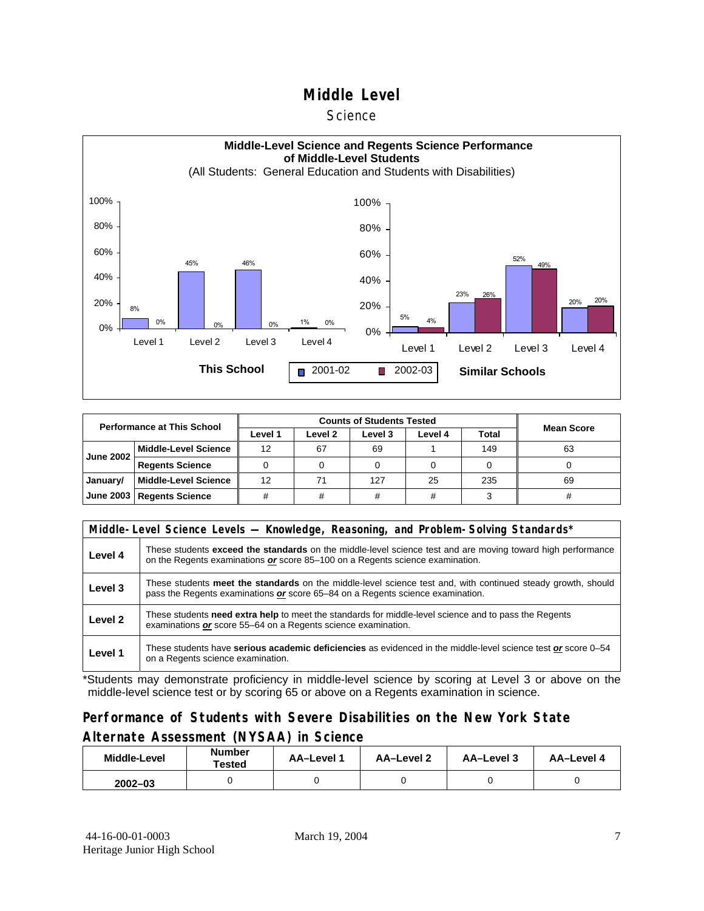# Middle Level

## Science

**Middle-Level Science and Regents Science Performance of Middle-Level Students**

(All Students: General Education and Students with Disabilities)

**This School**

| | 2001-02 | 2002-03 |
|---|---|---|
| Level 1 | 8% | 0% |
| Level 2 | 45% | 0% |
| Level 3 | 46% | 0% |
| Level 4 | 1% | 0% |

**Similar Schools**

| | 2001-02 | 2002-03 |
|---|---|---|
| Level 1 | 5% | 4% |
| Level 2 | 23% | 26% |
| Level 3 | 52% | 49% |
| Level 4 | 20% | 20% |

| Performance at This School | | Counts of Students Tested | | | | | Mean Score |
|---|---|---|---|---|---|---|---|
| | | Level 1 | Level 2 | Level 3 | Level 4 | Total | |
| June 2002 | Middle-Level Science | 12 | 67 | 69 | 1 | 149 | 63 |
| | Regents Science | 0 | 0 | 0 | 0 | 0 | 0 |
| January/ June 2003 | Middle-Level Science | 12 | 71 | 127 | 25 | 235 | 69 |
| | Regents Science | # | # | # | # | 3 | # |

| Middle-Level Science Levels — Knowledge, Reasoning, and Problem-Solving Standards* | |
|---|---|
| Level 4 | These students **exceed the standards** on the middle-level science test and are moving toward high performance on the Regents examinations ***or*** score 85–100 on a Regents science examination. |
| Level 3 | These students **meet the standards** on the middle-level science test and, with continued steady growth, should pass the Regents examinations ***or*** score 65–84 on a Regents science examination. |
| Level 2 | These students **need extra help** to meet the standards for middle-level science and to pass the Regents examinations ***or*** score 55–64 on a Regents science examination. |
| Level 1 | These students have **serious academic deficiencies** as evidenced in the middle-level science test ***or*** score 0–54 on a Regents science examination. |

*Students may demonstrate proficiency in middle-level science by scoring at Level 3 or above on the middle-level science test or by scoring 65 or above on a Regents examination in science.

## Performance of Students with Severe Disabilities on the New York State Alternate Assessment (NYSAA) in Science

| Middle-Level | Number Tested | AA–Level 1 | AA–Level 2 | AA–Level 3 | AA–Level 4 |
|---|---|---|---|---|---|
| 2002–03 | 0 | 0 | 0 | 0 | 0 |

44-16-00-01-0003
Heritage Junior High School

March 19, 2004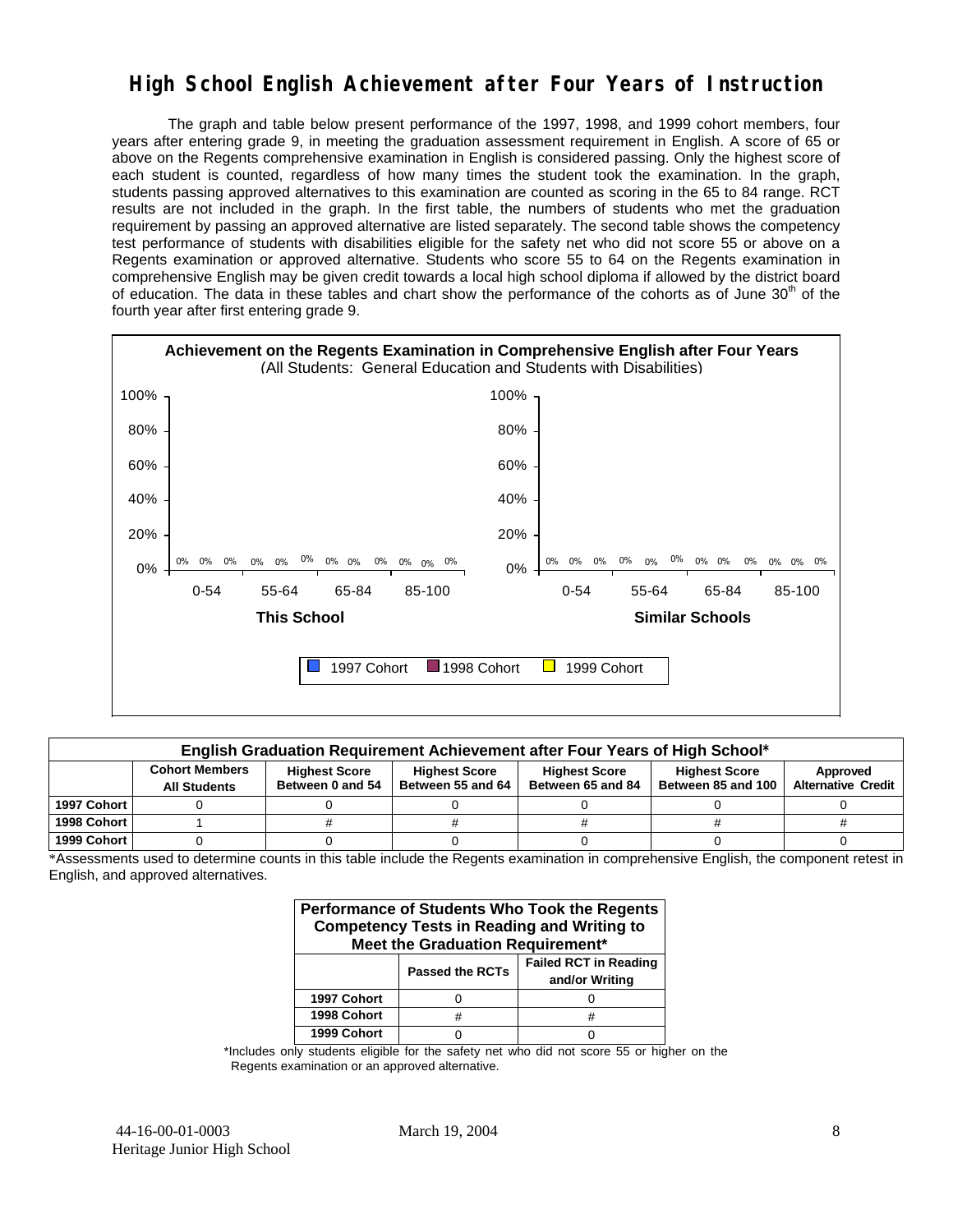# High School English Achievement after Four Years of Instruction

The graph and table below present performance of the 1997, 1998, and 1999 cohort members, four years after entering grade 9, in meeting the graduation assessment requirement in English. A score of 65 or above on the Regents comprehensive examination in English is considered passing. Only the highest score of each student is counted, regardless of how many times the student took the examination. In the graph, students passing approved alternatives to this examination are counted as scoring in the 65 to 84 range. RCT results are not included in the graph. In the first table, the numbers of students who met the graduation requirement by passing an approved alternative are listed separately. The second table shows the competency test performance of students with disabilities eligible for the safety net who did not score 55 or above on a Regents examination or approved alternative. Students who score 55 to 64 on the Regents examination in comprehensive English may be given credit towards a local high school diploma if allowed by the district board of education. The data in these tables and chart show the performance of the cohorts as of June 30th of the fourth year after first entering grade 9.

**Achievement on the Regents Examination in Comprehensive English after Four Years**
(All Students: General Education and Students with Disabilities)

| | 0-54 | 55-64 | 65-84 | 85-100 |
|---|---|---|---|---|
| **This School** – 1997 Cohort | 0% | 0% | 0% | 0% |
| **This School** – 1998 Cohort | 0% | 0% | 0% | 0% |
| **This School** – 1999 Cohort | 0% | 0% | 0% | 0% |
| **Similar Schools** – 1997 Cohort | 0% | 0% | 0% | 0% |
| **Similar Schools** – 1998 Cohort | 0% | 0% | 0% | 0% |
| **Similar Schools** – 1999 Cohort | 0% | 0% | 0% | 0% |

**English Graduation Requirement Achievement after Four Years of High School***

| | Cohort Members All Students | Highest Score Between 0 and 54 | Highest Score Between 55 and 64 | Highest Score Between 65 and 84 | Highest Score Between 85 and 100 | Approved Alternative Credit |
|---|---|---|---|---|---|---|
| 1997 Cohort | 0 | 0 | 0 | 0 | 0 | 0 |
| 1998 Cohort | 1 | # | # | # | # | # |
| 1999 Cohort | 0 | 0 | 0 | 0 | 0 | 0 |

*Assessments used to determine counts in this table include the Regents examination in comprehensive English, the component retest in English, and approved alternatives.

**Performance of Students Who Took the Regents Competency Tests in Reading and Writing to Meet the Graduation Requirement***

| | Passed the RCTs | Failed RCT in Reading and/or Writing |
|---|---|---|
| 1997 Cohort | 0 | 0 |
| 1998 Cohort | # | # |
| 1999 Cohort | 0 | 0 |

*Includes only students eligible for the safety net who did not score 55 or higher on the Regents examination or an approved alternative.

44-16-00-01-0003 March 19, 2004
Heritage Junior High School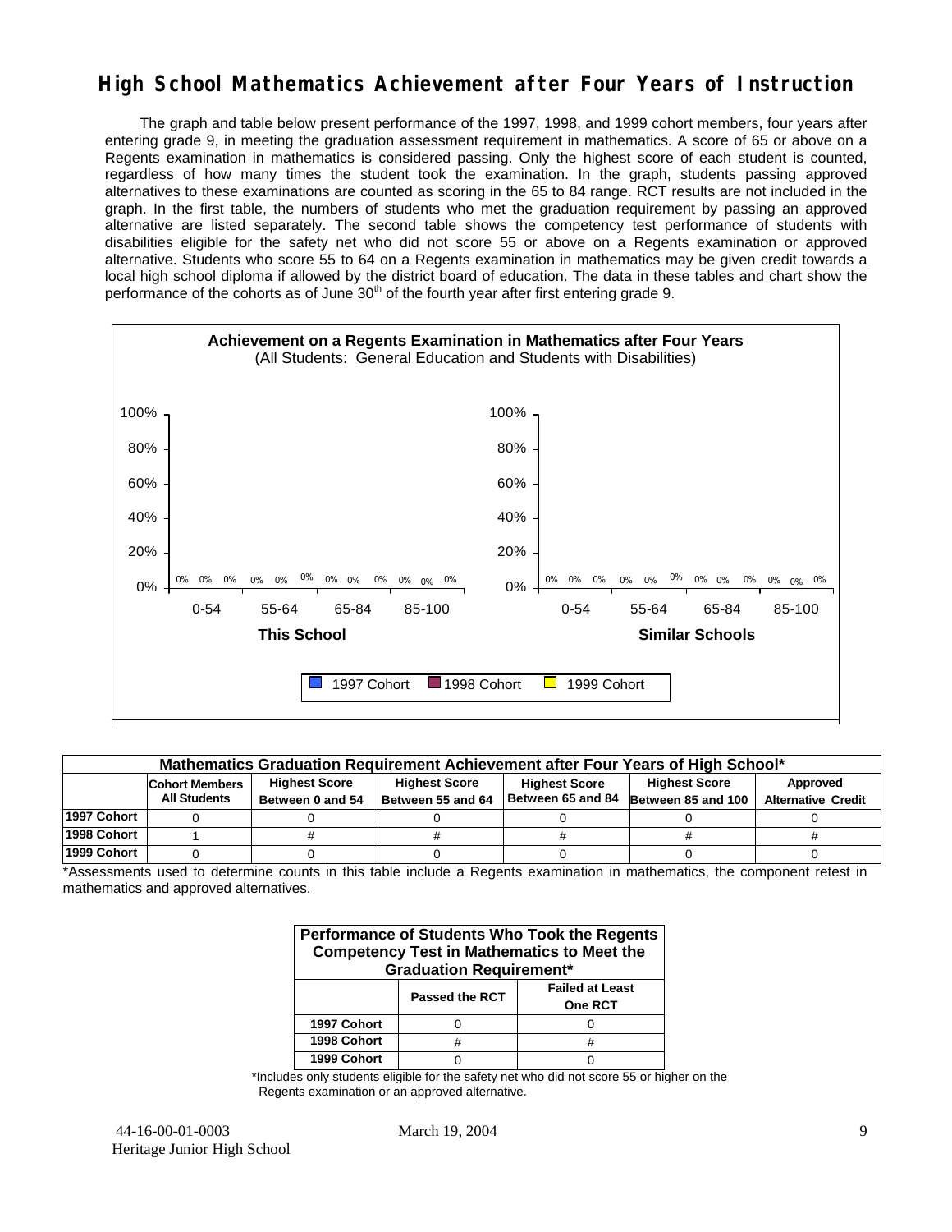# High School Mathematics Achievement after Four Years of Instruction

The graph and table below present performance of the 1997, 1998, and 1999 cohort members, four years after entering grade 9, in meeting the graduation assessment requirement in mathematics. A score of 65 or above on a Regents examination in mathematics is considered passing. Only the highest score of each student is counted, regardless of how many times the student took the examination. In the graph, students passing approved alternatives to these examinations are counted as scoring in the 65 to 84 range. RCT results are not included in the graph. In the first table, the numbers of students who met the graduation requirement by passing an approved alternative are listed separately. The second table shows the competency test performance of students with disabilities eligible for the safety net who did not score 55 or above on a Regents examination or approved alternative. Students who score 55 to 64 on a Regents examination in mathematics may be given credit towards a local high school diploma if allowed by the district board of education. The data in these tables and chart show the performance of the cohorts as of June 30th of the fourth year after first entering grade 9.

**Achievement on a Regents Examination in Mathematics after Four Years**
(All Students: General Education and Students with Disabilities)

| | This School | | | Similar Schools | | |
|---|---|---|---|---|---|---|
| Score Range | 1997 Cohort | 1998 Cohort | 1999 Cohort | 1997 Cohort | 1998 Cohort | 1999 Cohort |
| 0-54 | 0% | 0% | 0% | 0% | 0% | 0% |
| 55-64 | 0% | 0% | 0% | 0% | 0% | 0% |
| 65-84 | 0% | 0% | 0% | 0% | 0% | 0% |
| 85-100 | 0% | 0% | 0% | 0% | 0% | 0% |

**Mathematics Graduation Requirement Achievement after Four Years of High School***

| | Cohort Members All Students | Highest Score Between 0 and 54 | Highest Score Between 55 and 64 | Highest Score Between 65 and 84 | Highest Score Between 85 and 100 | Approved Alternative Credit |
|---|---|---|---|---|---|---|
| 1997 Cohort | 0 | 0 | 0 | 0 | 0 | 0 |
| 1998 Cohort | 1 | # | # | # | # | # |
| 1999 Cohort | 0 | 0 | 0 | 0 | 0 | 0 |

*Assessments used to determine counts in this table include a Regents examination in mathematics, the component retest in mathematics and approved alternatives.

**Performance of Students Who Took the Regents Competency Test in Mathematics to Meet the Graduation Requirement***

| | Passed the RCT | Failed at Least One RCT |
|---|---|---|
| 1997 Cohort | 0 | 0 |
| 1998 Cohort | # | # |
| 1999 Cohort | 0 | 0 |

*Includes only students eligible for the safety net who did not score 55 or higher on the Regents examination or an approved alternative.

44-16-00-01-0003
Heritage Junior High School

March 19, 2004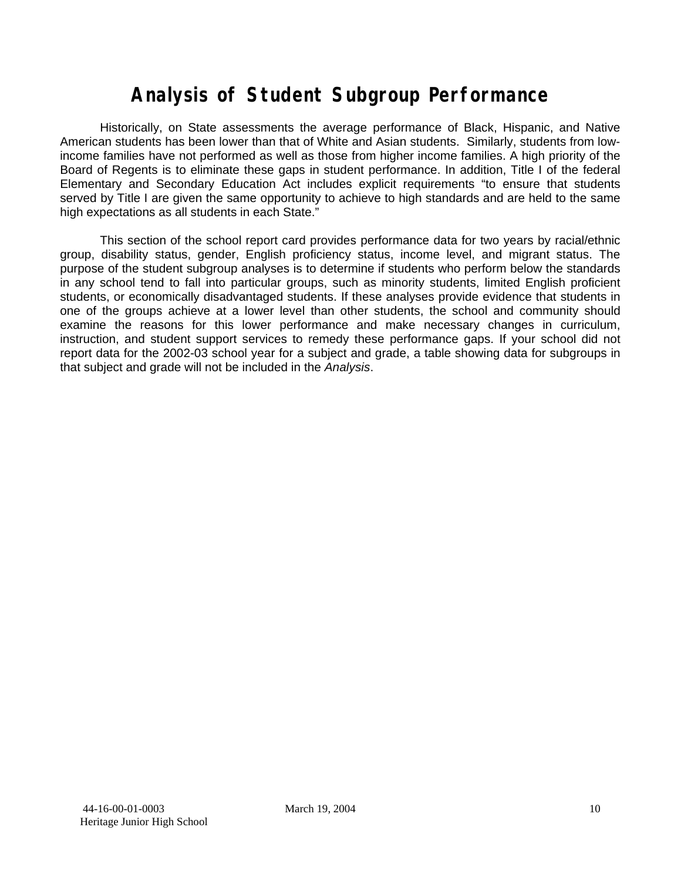# Analysis of Student Subgroup Performance

Historically, on State assessments the average performance of Black, Hispanic, and Native American students has been lower than that of White and Asian students. Similarly, students from low-income families have not performed as well as those from higher income families. A high priority of the Board of Regents is to eliminate these gaps in student performance. In addition, Title I of the federal Elementary and Secondary Education Act includes explicit requirements "to ensure that students served by Title I are given the same opportunity to achieve to high standards and are held to the same high expectations as all students in each State."

This section of the school report card provides performance data for two years by racial/ethnic group, disability status, gender, English proficiency status, income level, and migrant status. The purpose of the student subgroup analyses is to determine if students who perform below the standards in any school tend to fall into particular groups, such as minority students, limited English proficient students, or economically disadvantaged students. If these analyses provide evidence that students in one of the groups achieve at a lower level than other students, the school and community should examine the reasons for this lower performance and make necessary changes in curriculum, instruction, and student support services to remedy these performance gaps. If your school did not report data for the 2002-03 school year for a subject and grade, a table showing data for subgroups in that subject and grade will not be included in the *Analysis*.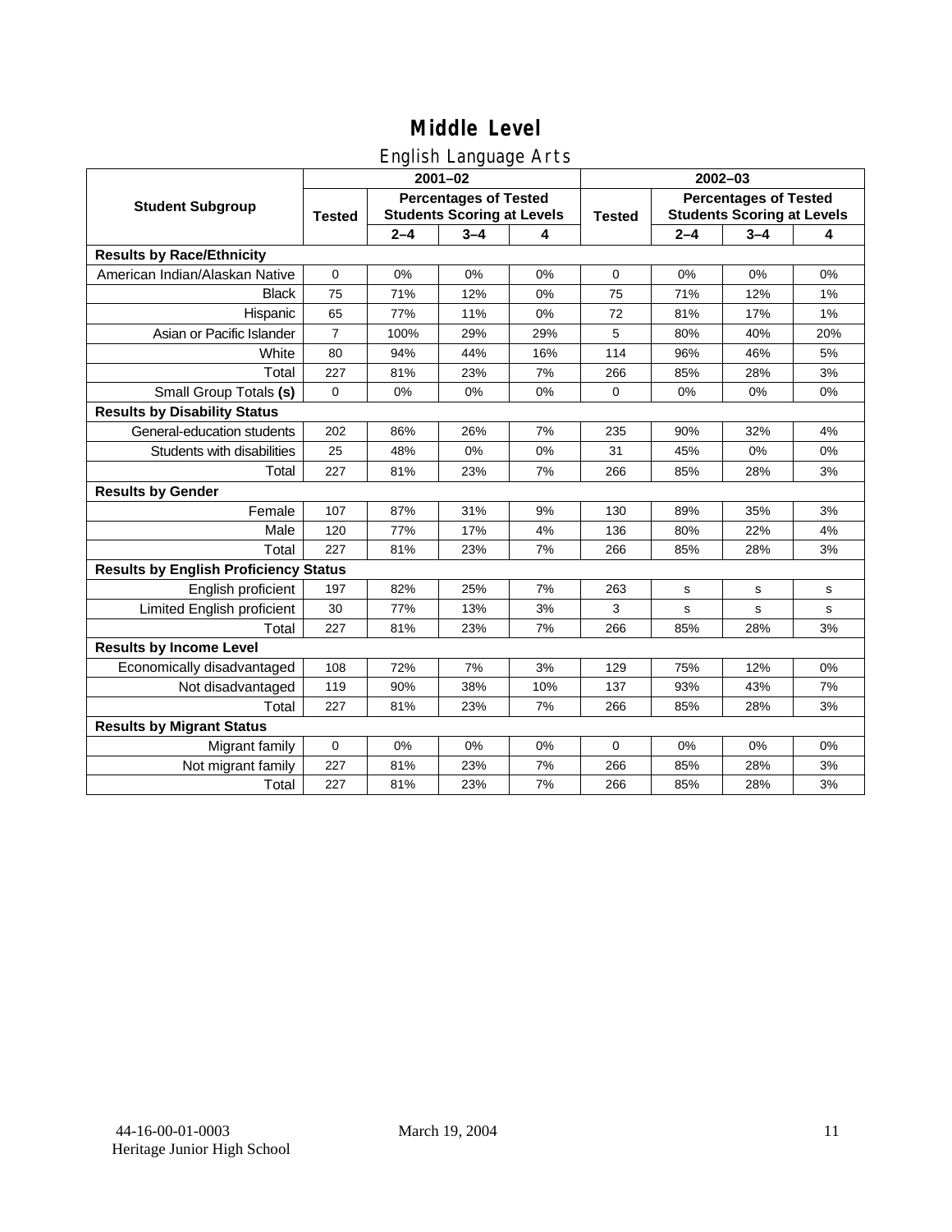# Middle Level

## English Language Arts

| Student Subgroup | 2001–02 | | | | 2002–03 | | | |
|---|---|---|---|---|---|---|---|---|
| | Tested | Percentages of Tested Students Scoring at Levels | | | Tested | Percentages of Tested Students Scoring at Levels | | |
| | | 2–4 | 3–4 | 4 | | 2–4 | 3–4 | 4 |
| **Results by Race/Ethnicity** | | | | | | | | |
| American Indian/Alaskan Native | 0 | 0% | 0% | 0% | 0 | 0% | 0% | 0% |
| Black | 75 | 71% | 12% | 0% | 75 | 71% | 12% | 1% |
| Hispanic | 65 | 77% | 11% | 0% | 72 | 81% | 17% | 1% |
| Asian or Pacific Islander | 7 | 100% | 29% | 29% | 5 | 80% | 40% | 20% |
| White | 80 | 94% | 44% | 16% | 114 | 96% | 46% | 5% |
| Total | 227 | 81% | 23% | 7% | 266 | 85% | 28% | 3% |
| Small Group Totals **(s)** | 0 | 0% | 0% | 0% | 0 | 0% | 0% | 0% |
| **Results by Disability Status** | | | | | | | | |
| General-education students | 202 | 86% | 26% | 7% | 235 | 90% | 32% | 4% |
| Students with disabilities | 25 | 48% | 0% | 0% | 31 | 45% | 0% | 0% |
| Total | 227 | 81% | 23% | 7% | 266 | 85% | 28% | 3% |
| **Results by Gender** | | | | | | | | |
| Female | 107 | 87% | 31% | 9% | 130 | 89% | 35% | 3% |
| Male | 120 | 77% | 17% | 4% | 136 | 80% | 22% | 4% |
| Total | 227 | 81% | 23% | 7% | 266 | 85% | 28% | 3% |
| **Results by English Proficiency Status** | | | | | | | | |
| English proficient | 197 | 82% | 25% | 7% | 263 | s | s | s |
| Limited English proficient | 30 | 77% | 13% | 3% | 3 | s | s | s |
| Total | 227 | 81% | 23% | 7% | 266 | 85% | 28% | 3% |
| **Results by Income Level** | | | | | | | | |
| Economically disadvantaged | 108 | 72% | 7% | 3% | 129 | 75% | 12% | 0% |
| Not disadvantaged | 119 | 90% | 38% | 10% | 137 | 93% | 43% | 7% |
| Total | 227 | 81% | 23% | 7% | 266 | 85% | 28% | 3% |
| **Results by Migrant Status** | | | | | | | | |
| Migrant family | 0 | 0% | 0% | 0% | 0 | 0% | 0% | 0% |
| Not migrant family | 227 | 81% | 23% | 7% | 266 | 85% | 28% | 3% |
| Total | 227 | 81% | 23% | 7% | 266 | 85% | 28% | 3% |

44-16-00-01-0003
Heritage Junior High School

March 19, 2004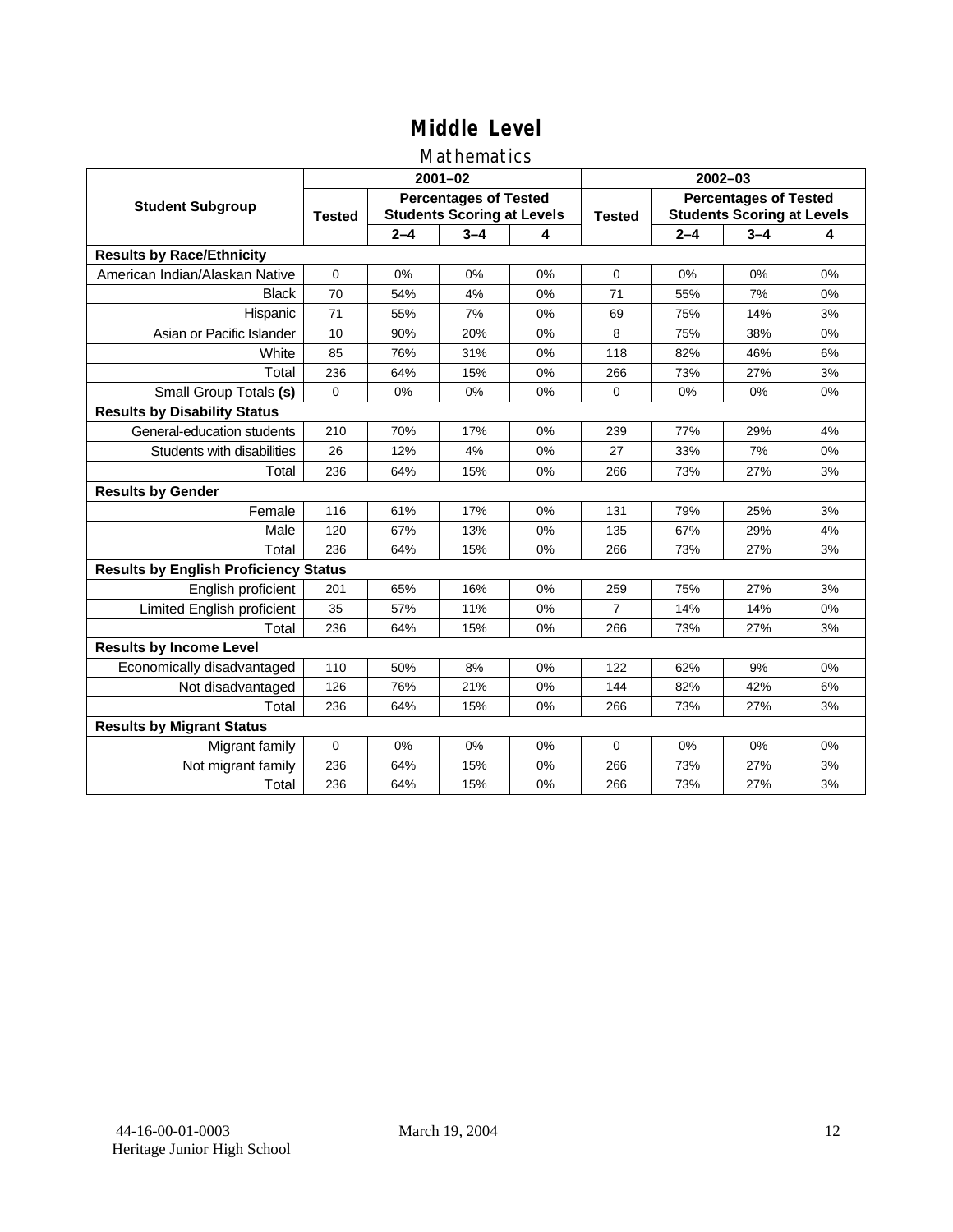# Middle Level

## Mathematics

| Student Subgroup | 2001–02 | | | | 2002–03 | | | |
|---|---|---|---|---|---|---|---|---|
| | Tested | Percentages of Tested Students Scoring at Levels | | | Tested | Percentages of Tested Students Scoring at Levels | | |
| | | 2–4 | 3–4 | 4 | | 2–4 | 3–4 | 4 |
| **Results by Race/Ethnicity** | | | | | | | | |
| American Indian/Alaskan Native | 0 | 0% | 0% | 0% | 0 | 0% | 0% | 0% |
| Black | 70 | 54% | 4% | 0% | 71 | 55% | 7% | 0% |
| Hispanic | 71 | 55% | 7% | 0% | 69 | 75% | 14% | 3% |
| Asian or Pacific Islander | 10 | 90% | 20% | 0% | 8 | 75% | 38% | 0% |
| White | 85 | 76% | 31% | 0% | 118 | 82% | 46% | 6% |
| Total | 236 | 64% | 15% | 0% | 266 | 73% | 27% | 3% |
| Small Group Totals **(s)** | 0 | 0% | 0% | 0% | 0 | 0% | 0% | 0% |
| **Results by Disability Status** | | | | | | | | |
| General-education students | 210 | 70% | 17% | 0% | 239 | 77% | 29% | 4% |
| Students with disabilities | 26 | 12% | 4% | 0% | 27 | 33% | 7% | 0% |
| Total | 236 | 64% | 15% | 0% | 266 | 73% | 27% | 3% |
| **Results by Gender** | | | | | | | | |
| Female | 116 | 61% | 17% | 0% | 131 | 79% | 25% | 3% |
| Male | 120 | 67% | 13% | 0% | 135 | 67% | 29% | 4% |
| Total | 236 | 64% | 15% | 0% | 266 | 73% | 27% | 3% |
| **Results by English Proficiency Status** | | | | | | | | |
| English proficient | 201 | 65% | 16% | 0% | 259 | 75% | 27% | 3% |
| Limited English proficient | 35 | 57% | 11% | 0% | 7 | 14% | 14% | 0% |
| Total | 236 | 64% | 15% | 0% | 266 | 73% | 27% | 3% |
| **Results by Income Level** | | | | | | | | |
| Economically disadvantaged | 110 | 50% | 8% | 0% | 122 | 62% | 9% | 0% |
| Not disadvantaged | 126 | 76% | 21% | 0% | 144 | 82% | 42% | 6% |
| Total | 236 | 64% | 15% | 0% | 266 | 73% | 27% | 3% |
| **Results by Migrant Status** | | | | | | | | |
| Migrant family | 0 | 0% | 0% | 0% | 0 | 0% | 0% | 0% |
| Not migrant family | 236 | 64% | 15% | 0% | 266 | 73% | 27% | 3% |
| Total | 236 | 64% | 15% | 0% | 266 | 73% | 27% | 3% |

44-16-00-01-0003
Heritage Junior High School

March 19, 2004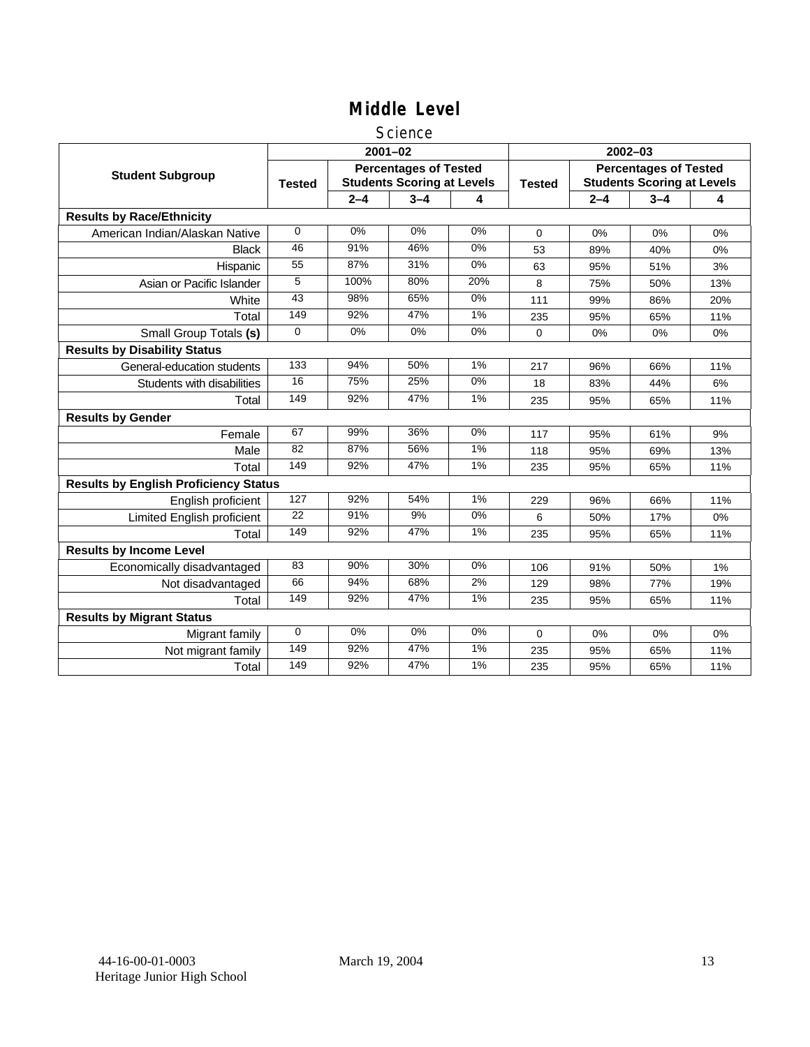# Middle Level

## Science

| Student Subgroup | 2001–02 | | | | 2002–03 | | | |
|---|---|---|---|---|---|---|---|---|
| | Tested | Percentages of Tested Students Scoring at Levels | | | Tested | Percentages of Tested Students Scoring at Levels | | |
| | | 2–4 | 3–4 | 4 | | 2–4 | 3–4 | 4 |
| **Results by Race/Ethnicity** | | | | | | | | |
| American Indian/Alaskan Native | 0 | 0% | 0% | 0% | 0 | 0% | 0% | 0% |
| Black | 46 | 91% | 46% | 0% | 53 | 89% | 40% | 0% |
| Hispanic | 55 | 87% | 31% | 0% | 63 | 95% | 51% | 3% |
| Asian or Pacific Islander | 5 | 100% | 80% | 20% | 8 | 75% | 50% | 13% |
| White | 43 | 98% | 65% | 0% | 111 | 99% | 86% | 20% |
| Total | 149 | 92% | 47% | 1% | 235 | 95% | 65% | 11% |
| Small Group Totals **(s)** | 0 | 0% | 0% | 0% | 0 | 0% | 0% | 0% |
| **Results by Disability Status** | | | | | | | | |
| General-education students | 133 | 94% | 50% | 1% | 217 | 96% | 66% | 11% |
| Students with disabilities | 16 | 75% | 25% | 0% | 18 | 83% | 44% | 6% |
| Total | 149 | 92% | 47% | 1% | 235 | 95% | 65% | 11% |
| **Results by Gender** | | | | | | | | |
| Female | 67 | 99% | 36% | 0% | 117 | 95% | 61% | 9% |
| Male | 82 | 87% | 56% | 1% | 118 | 95% | 69% | 13% |
| Total | 149 | 92% | 47% | 1% | 235 | 95% | 65% | 11% |
| **Results by English Proficiency Status** | | | | | | | | |
| English proficient | 127 | 92% | 54% | 1% | 229 | 96% | 66% | 11% |
| Limited English proficient | 22 | 91% | 9% | 0% | 6 | 50% | 17% | 0% |
| Total | 149 | 92% | 47% | 1% | 235 | 95% | 65% | 11% |
| **Results by Income Level** | | | | | | | | |
| Economically disadvantaged | 83 | 90% | 30% | 0% | 106 | 91% | 50% | 1% |
| Not disadvantaged | 66 | 94% | 68% | 2% | 129 | 98% | 77% | 19% |
| Total | 149 | 92% | 47% | 1% | 235 | 95% | 65% | 11% |
| **Results by Migrant Status** | | | | | | | | |
| Migrant family | 0 | 0% | 0% | 0% | 0 | 0% | 0% | 0% |
| Not migrant family | 149 | 92% | 47% | 1% | 235 | 95% | 65% | 11% |
| Total | 149 | 92% | 47% | 1% | 235 | 95% | 65% | 11% |

44-16-00-01-0003 March 19, 2004
Heritage Junior High School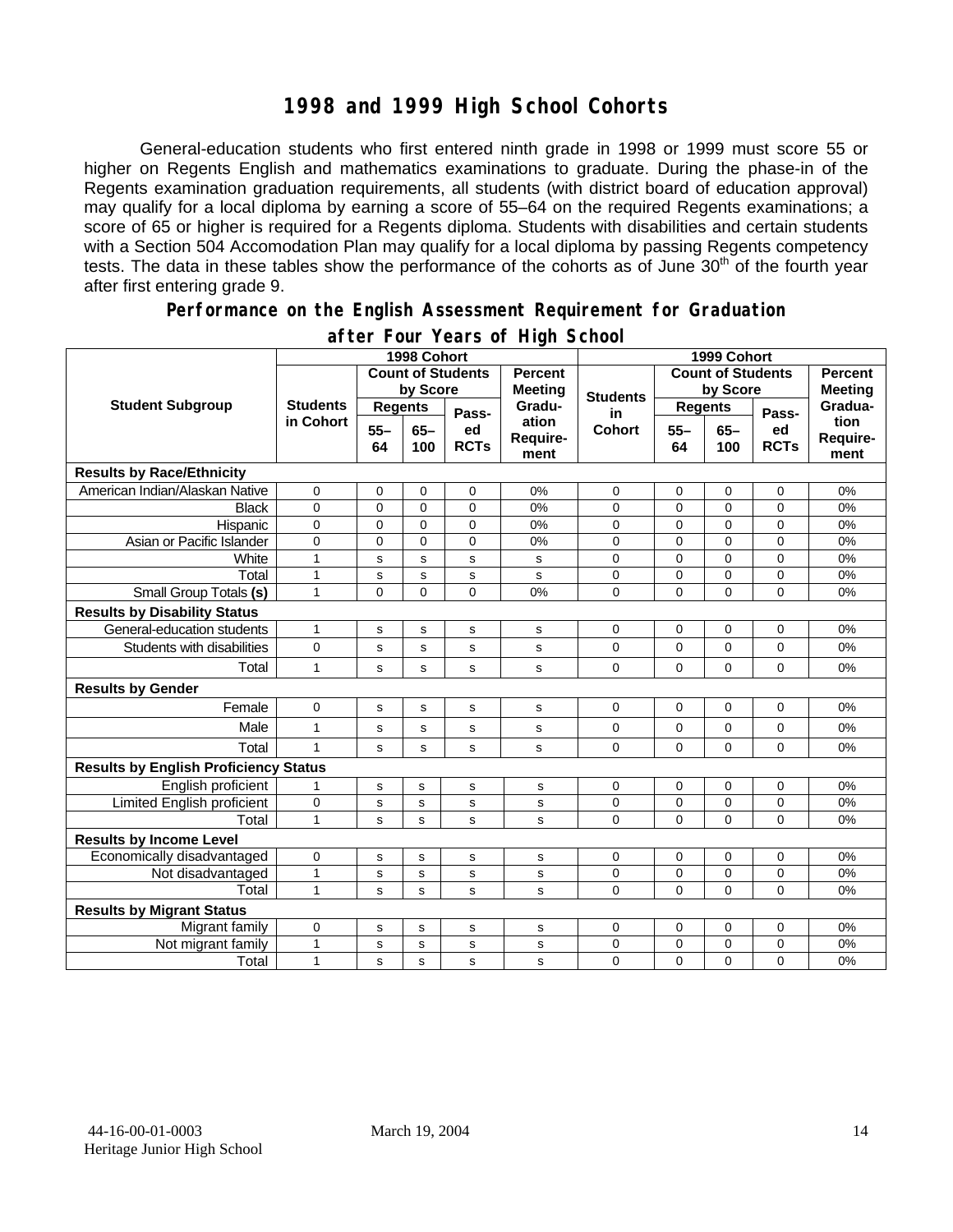# 1998 and 1999 High School Cohorts

General-education students who first entered ninth grade in 1998 or 1999 must score 55 or higher on Regents English and mathematics examinations to graduate. During the phase-in of the Regents examination graduation requirements, all students (with district board of education approval) may qualify for a local diploma by earning a score of 55–64 on the required Regents examinations; a score of 65 or higher is required for a Regents diploma. Students with disabilities and certain students with a Section 504 Accomodation Plan may qualify for a local diploma by passing Regents competency tests. The data in these tables show the performance of the cohorts as of June 30th of the fourth year after first entering grade 9.

## Performance on the English Assessment Requirement for Graduation after Four Years of High School

| Student Subgroup | 1998 Cohort | | | | | 1999 Cohort | | | | |
|---|---|---|---|---|---|---|---|---|---|---|
| | Students in Cohort | Count of Students by Score | | | Percent Meeting Graduation Requirement | Students in Cohort | Count of Students by Score | | | Percent Meeting Graduation Requirement |
| | | Regents 55–64 | Regents 65–100 | Passed RCTs | | | Regents 55–64 | Regents 65–100 | Passed RCTs | |
| **Results by Race/Ethnicity** | | | | | | | | | | |
| American Indian/Alaskan Native | 0 | 0 | 0 | 0 | 0% | 0 | 0 | 0 | 0 | 0% |
| Black | 0 | 0 | 0 | 0 | 0% | 0 | 0 | 0 | 0 | 0% |
| Hispanic | 0 | 0 | 0 | 0 | 0% | 0 | 0 | 0 | 0 | 0% |
| Asian or Pacific Islander | 0 | 0 | 0 | 0 | 0% | 0 | 0 | 0 | 0 | 0% |
| White | 1 | s | s | s | s | 0 | 0 | 0 | 0 | 0% |
| Total | 1 | s | s | s | s | 0 | 0 | 0 | 0 | 0% |
| Small Group Totals **(s)** | 1 | 0 | 0 | 0 | 0% | 0 | 0 | 0 | 0 | 0% |
| **Results by Disability Status** | | | | | | | | | | |
| General-education students | 1 | s | s | s | s | 0 | 0 | 0 | 0 | 0% |
| Students with disabilities | 0 | s | s | s | s | 0 | 0 | 0 | 0 | 0% |
| Total | 1 | s | s | s | s | 0 | 0 | 0 | 0 | 0% |
| **Results by Gender** | | | | | | | | | | |
| Female | 0 | s | s | s | s | 0 | 0 | 0 | 0 | 0% |
| Male | 1 | s | s | s | s | 0 | 0 | 0 | 0 | 0% |
| Total | 1 | s | s | s | s | 0 | 0 | 0 | 0 | 0% |
| **Results by English Proficiency Status** | | | | | | | | | | |
| English proficient | 1 | s | s | s | s | 0 | 0 | 0 | 0 | 0% |
| Limited English proficient | 0 | s | s | s | s | 0 | 0 | 0 | 0 | 0% |
| Total | 1 | s | s | s | s | 0 | 0 | 0 | 0 | 0% |
| **Results by Income Level** | | | | | | | | | | |
| Economically disadvantaged | 0 | s | s | s | s | 0 | 0 | 0 | 0 | 0% |
| Not disadvantaged | 1 | s | s | s | s | 0 | 0 | 0 | 0 | 0% |
| Total | 1 | s | s | s | s | 0 | 0 | 0 | 0 | 0% |
| **Results by Migrant Status** | | | | | | | | | | |
| Migrant family | 0 | s | s | s | s | 0 | 0 | 0 | 0 | 0% |
| Not migrant family | 1 | s | s | s | s | 0 | 0 | 0 | 0 | 0% |
| Total | 1 | s | s | s | s | 0 | 0 | 0 | 0 | 0% |

44-16-00-01-0003 March 19, 2004
Heritage Junior High School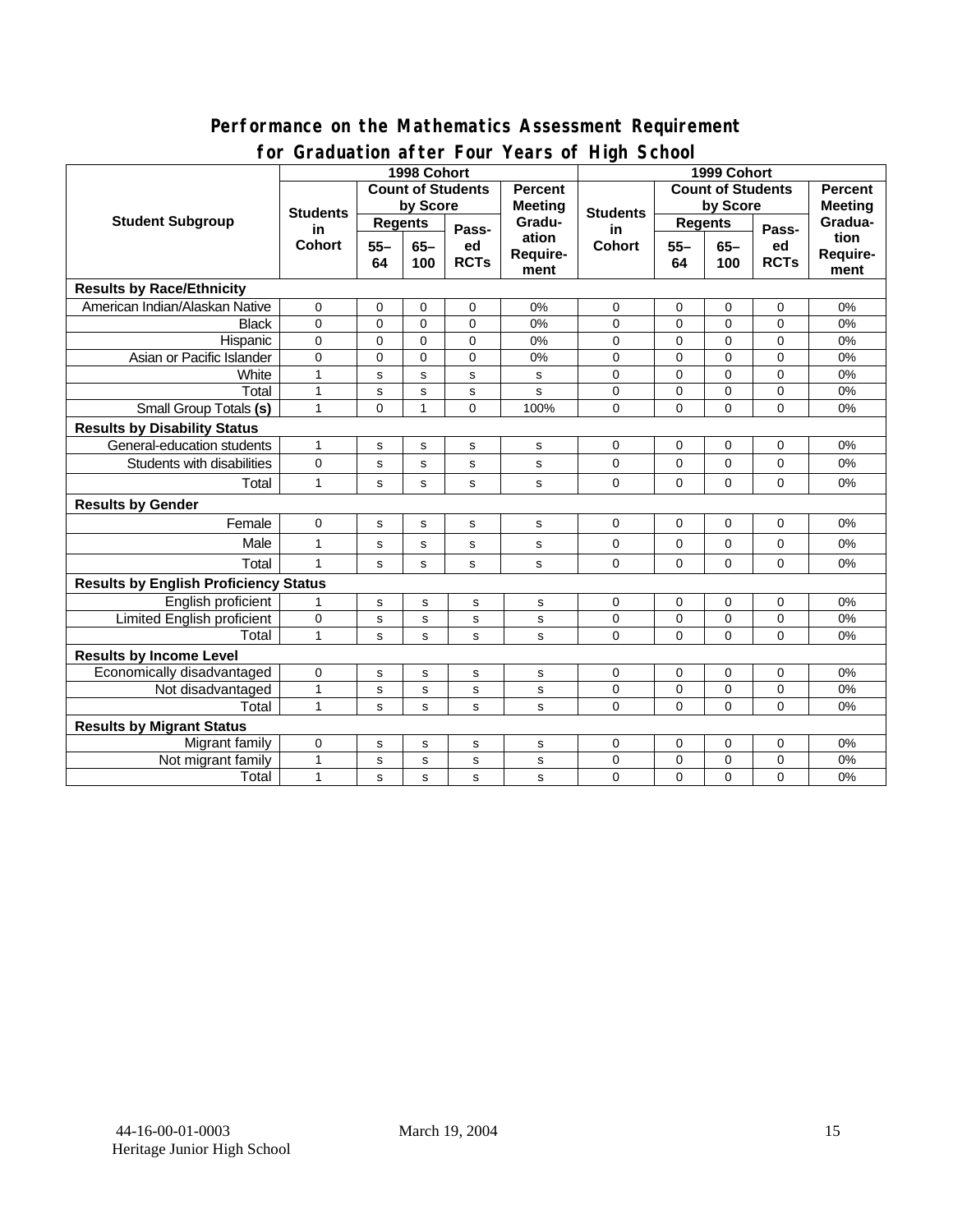## Performance on the Mathematics Assessment Requirement for Graduation after Four Years of High School

| Student Subgroup | 1998 Cohort | | | | | 1999 Cohort | | | | |
|---|---|---|---|---|---|---|---|---|---|---|
| | Students in Cohort | Count of Students by Score | | | Percent Meeting Graduation Requirement | Students in Cohort | Count of Students by Score | | | Percent Meeting Graduation Requirement |
| | | Regents | | Passed RCTs | | | Regents | | Passed RCTs | |
| | | 55–64 | 65–100 | | | | 55–64 | 65–100 | | |
| **Results by Race/Ethnicity** | | | | | | | | | | |
| American Indian/Alaskan Native | 0 | 0 | 0 | 0 | 0% | 0 | 0 | 0 | 0 | 0% |
| Black | 0 | 0 | 0 | 0 | 0% | 0 | 0 | 0 | 0 | 0% |
| Hispanic | 0 | 0 | 0 | 0 | 0% | 0 | 0 | 0 | 0 | 0% |
| Asian or Pacific Islander | 0 | 0 | 0 | 0 | 0% | 0 | 0 | 0 | 0 | 0% |
| White | 1 | s | s | s | s | 0 | 0 | 0 | 0 | 0% |
| Total | 1 | s | s | s | s | 0 | 0 | 0 | 0 | 0% |
| Small Group Totals **(s)** | 1 | 0 | 1 | 0 | 100% | 0 | 0 | 0 | 0 | 0% |
| **Results by Disability Status** | | | | | | | | | | |
| General-education students | 1 | s | s | s | s | 0 | 0 | 0 | 0 | 0% |
| Students with disabilities | 0 | s | s | s | s | 0 | 0 | 0 | 0 | 0% |
| Total | 1 | s | s | s | s | 0 | 0 | 0 | 0 | 0% |
| **Results by Gender** | | | | | | | | | | |
| Female | 0 | s | s | s | s | 0 | 0 | 0 | 0 | 0% |
| Male | 1 | s | s | s | s | 0 | 0 | 0 | 0 | 0% |
| Total | 1 | s | s | s | s | 0 | 0 | 0 | 0 | 0% |
| **Results by English Proficiency Status** | | | | | | | | | | |
| English proficient | 1 | s | s | s | s | 0 | 0 | 0 | 0 | 0% |
| Limited English proficient | 0 | s | s | s | s | 0 | 0 | 0 | 0 | 0% |
| Total | 1 | s | s | s | s | 0 | 0 | 0 | 0 | 0% |
| **Results by Income Level** | | | | | | | | | | |
| Economically disadvantaged | 0 | s | s | s | s | 0 | 0 | 0 | 0 | 0% |
| Not disadvantaged | 1 | s | s | s | s | 0 | 0 | 0 | 0 | 0% |
| Total | 1 | s | s | s | s | 0 | 0 | 0 | 0 | 0% |
| **Results by Migrant Status** | | | | | | | | | | |
| Migrant family | 0 | s | s | s | s | 0 | 0 | 0 | 0 | 0% |
| Not migrant family | 1 | s | s | s | s | 0 | 0 | 0 | 0 | 0% |
| Total | 1 | s | s | s | s | 0 | 0 | 0 | 0 | 0% |

44-16-00-01-0003 March 19, 2004
Heritage Junior High School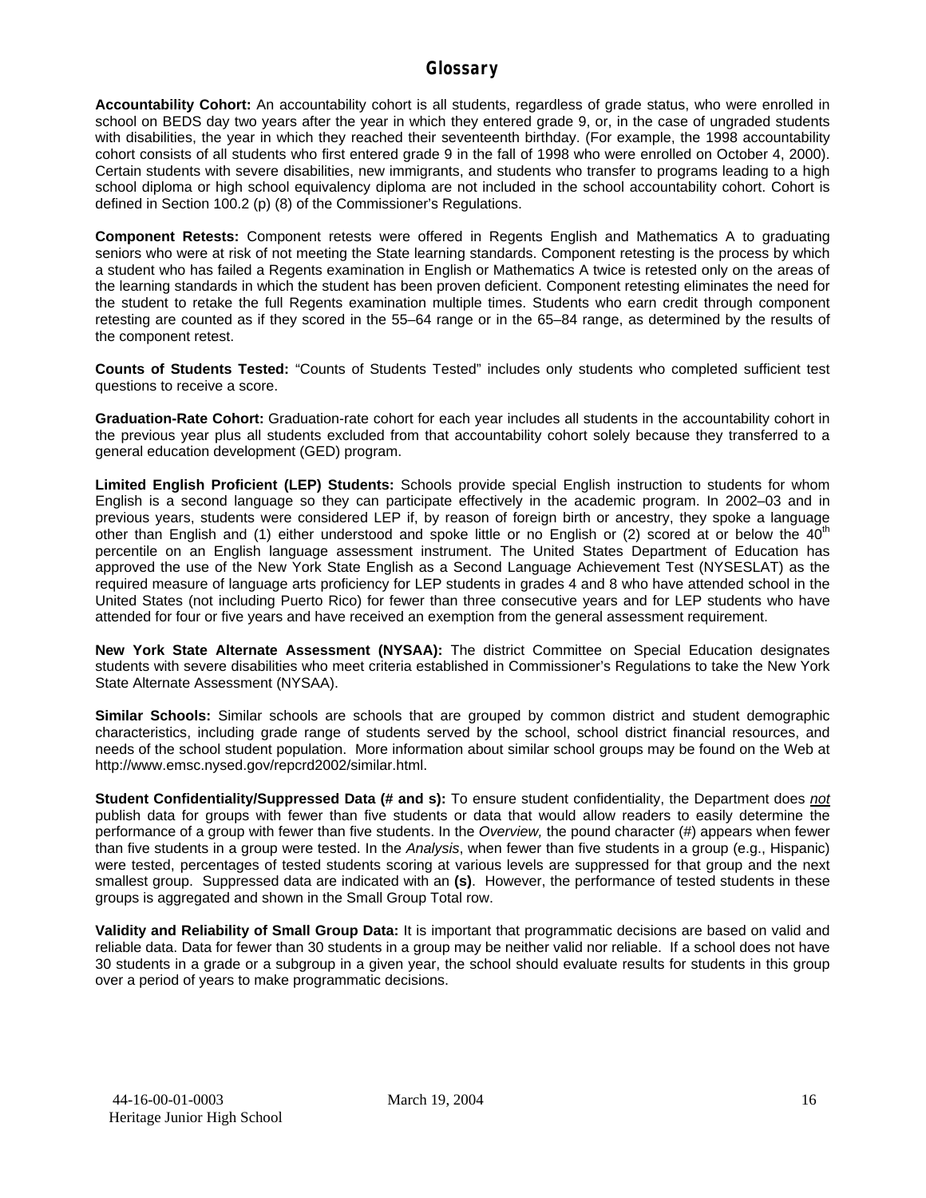# Glossary

**Accountability Cohort:** An accountability cohort is all students, regardless of grade status, who were enrolled in school on BEDS day two years after the year in which they entered grade 9, or, in the case of ungraded students with disabilities, the year in which they reached their seventeenth birthday. (For example, the 1998 accountability cohort consists of all students who first entered grade 9 in the fall of 1998 who were enrolled on October 4, 2000). Certain students with severe disabilities, new immigrants, and students who transfer to programs leading to a high school diploma or high school equivalency diploma are not included in the school accountability cohort. Cohort is defined in Section 100.2 (p) (8) of the Commissioner's Regulations.

**Component Retests:** Component retests were offered in Regents English and Mathematics A to graduating seniors who were at risk of not meeting the State learning standards. Component retesting is the process by which a student who has failed a Regents examination in English or Mathematics A twice is retested only on the areas of the learning standards in which the student has been proven deficient. Component retesting eliminates the need for the student to retake the full Regents examination multiple times. Students who earn credit through component retesting are counted as if they scored in the 55–64 range or in the 65–84 range, as determined by the results of the component retest.

**Counts of Students Tested:** "Counts of Students Tested" includes only students who completed sufficient test questions to receive a score.

**Graduation-Rate Cohort:** Graduation-rate cohort for each year includes all students in the accountability cohort in the previous year plus all students excluded from that accountability cohort solely because they transferred to a general education development (GED) program.

**Limited English Proficient (LEP) Students:** Schools provide special English instruction to students for whom English is a second language so they can participate effectively in the academic program. In 2002–03 and in previous years, students were considered LEP if, by reason of foreign birth or ancestry, they spoke a language other than English and (1) either understood and spoke little or no English or (2) scored at or below the 40th percentile on an English language assessment instrument. The United States Department of Education has approved the use of the New York State English as a Second Language Achievement Test (NYSESLAT) as the required measure of language arts proficiency for LEP students in grades 4 and 8 who have attended school in the United States (not including Puerto Rico) for fewer than three consecutive years and for LEP students who have attended for four or five years and have received an exemption from the general assessment requirement.

**New York State Alternate Assessment (NYSAA):** The district Committee on Special Education designates students with severe disabilities who meet criteria established in Commissioner's Regulations to take the New York State Alternate Assessment (NYSAA).

**Similar Schools:** Similar schools are schools that are grouped by common district and student demographic characteristics, including grade range of students served by the school, school district financial resources, and needs of the school student population. More information about similar school groups may be found on the Web at http://www.emsc.nysed.gov/repcrd2002/similar.html.

**Student Confidentiality/Suppressed Data (# and s):** To ensure student confidentiality, the Department does *not* publish data for groups with fewer than five students or data that would allow readers to easily determine the performance of a group with fewer than five students. In the *Overview,* the pound character (#) appears when fewer than five students in a group were tested. In the *Analysis*, when fewer than five students in a group (e.g., Hispanic) were tested, percentages of tested students scoring at various levels are suppressed for that group and the next smallest group. Suppressed data are indicated with an **(s)**. However, the performance of tested students in these groups is aggregated and shown in the Small Group Total row.

**Validity and Reliability of Small Group Data:** It is important that programmatic decisions are based on valid and reliable data. Data for fewer than 30 students in a group may be neither valid nor reliable. If a school does not have 30 students in a grade or a subgroup in a given year, the school should evaluate results for students in this group over a period of years to make programmatic decisions.